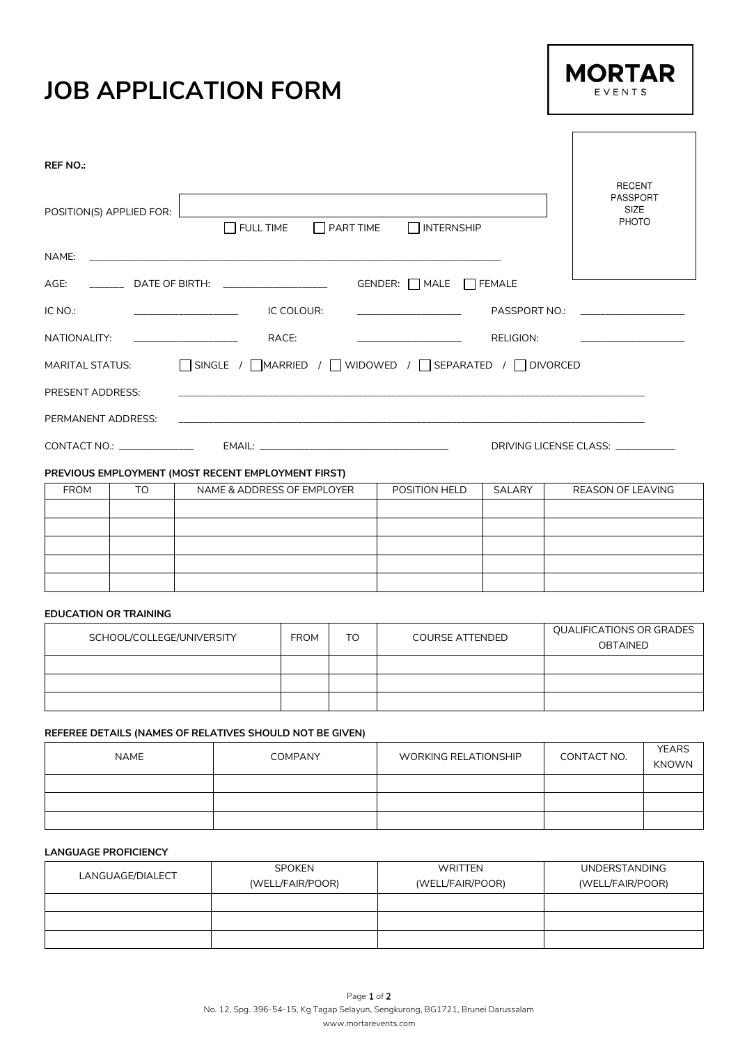# JOB APPLICATION FORM

**MORTAR**
EVENTS

RECENT PASSPORT SIZE PHOTO

**REF NO.:**

POSITION(S) APPLIED FOR: ____________________

☐ FULL TIME ☐ PART TIME ☐ INTERNSHIP

NAME: ____________________

AGE: ______ DATE OF BIRTH: ____________________ GENDER: ☐ MALE ☐ FEMALE

IC NO.: ____________________ IC COLOUR: ____________________ PASSPORT NO.: ____________________

NATIONALITY: ____________________ RACE: ____________________ RELIGION: ____________________

MARITAL STATUS: ☐ SINGLE / ☐ MARRIED / ☐ WIDOWED / ☐ SEPARATED / ☐ DIVORCED

PRESENT ADDRESS: ____________________

PERMANENT ADDRESS: ____________________

CONTACT NO.: ______________ EMAIL: ____________________ DRIVING LICENSE CLASS: ____________

**PREVIOUS EMPLOYMENT (MOST RECENT EMPLOYMENT FIRST)**

| FROM | TO | NAME & ADDRESS OF EMPLOYER | POSITION HELD | SALARY | REASON OF LEAVING |
|---|---|---|---|---|---|
| | | | | | |
| | | | | | |
| | | | | | |
| | | | | | |
| | | | | | |

**EDUCATION OR TRAINING**

| SCHOOL/COLLEGE/UNIVERSITY | FROM | TO | COURSE ATTENDED | QUALIFICATIONS OR GRADES OBTAINED |
|---|---|---|---|---|
| | | | | |
| | | | | |
| | | | | |

**REFEREE DETAILS (NAMES OF RELATIVES SHOULD NOT BE GIVEN)**

| NAME | COMPANY | WORKING RELATIONSHIP | CONTACT NO. | YEARS KNOWN |
|---|---|---|---|---|
| | | | | |
| | | | | |
| | | | | |

**LANGUAGE PROFICIENCY**

| LANGUAGE/DIALECT | SPOKEN (WELL/FAIR/POOR) | WRITTEN (WELL/FAIR/POOR) | UNDERSTANDING (WELL/FAIR/POOR) |
|---|---|---|---|
| | | | |
| | | | |
| | | | |

No. 12, Spg. 396-54-15, Kg Tagap Selayun, Sengkurong, BG1721, Brunei Darussalam
www.mortarevents.com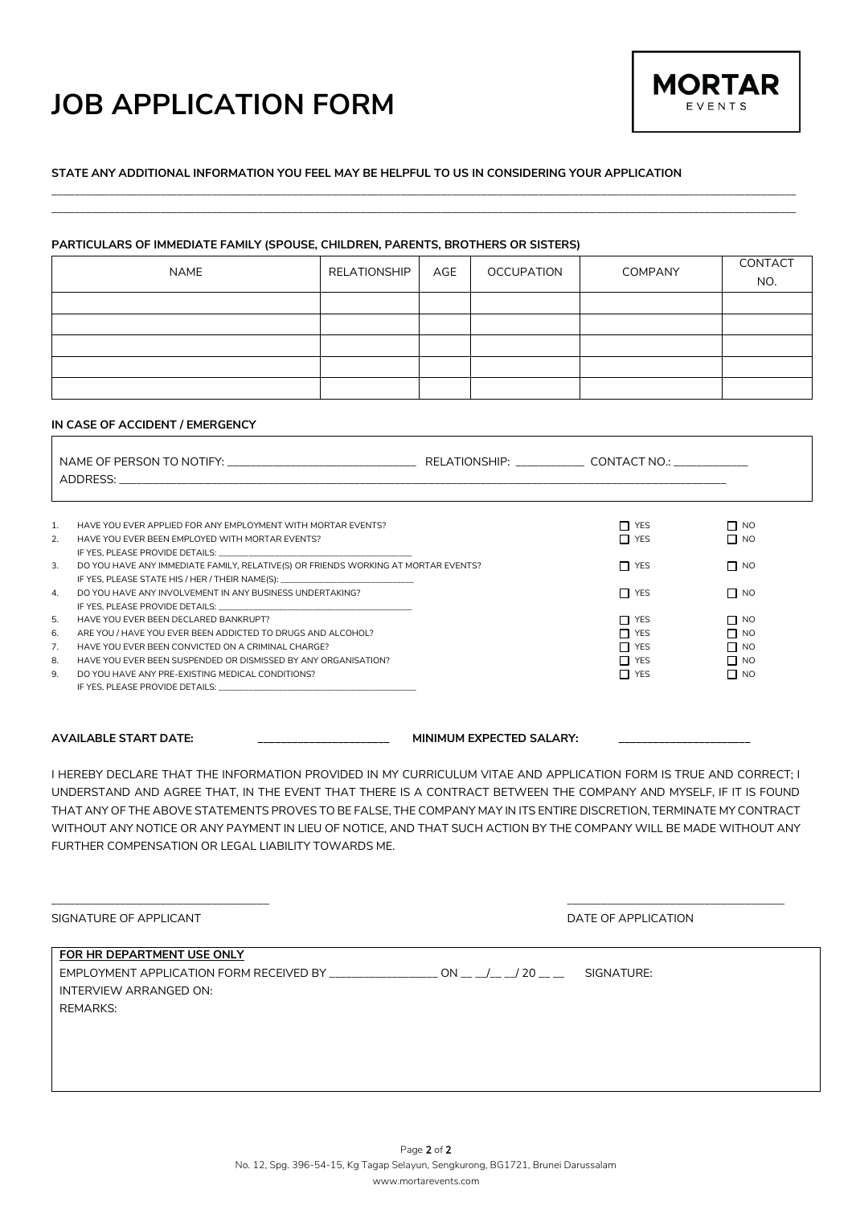# JOB APPLICATION FORM

**MORTAR**
EVENTS

**STATE ANY ADDITIONAL INFORMATION YOU FEEL MAY BE HELPFUL TO US IN CONSIDERING YOUR APPLICATION**

________________________________________________________________________________________________________

________________________________________________________________________________________________________

**PARTICULARS OF IMMEDIATE FAMILY (SPOUSE, CHILDREN, PARENTS, BROTHERS OR SISTERS)**

| NAME | RELATIONSHIP | AGE | OCCUPATION | COMPANY | CONTACT NO. |
|---|---|---|---|---|---|
| | | | | | |
| | | | | | |
| | | | | | |
| | | | | | |
| | | | | | |

**IN CASE OF ACCIDENT / EMERGENCY**

NAME OF PERSON TO NOTIFY: ______________________________ RELATIONSHIP: ___________ CONTACT NO.: ____________

ADDRESS: ____________________________________________________________________________________________

1. HAVE YOU EVER APPLIED FOR ANY EMPLOYMENT WITH MORTAR EVENTS? ☐ YES ☐ NO
2. HAVE YOU EVER BEEN EMPLOYED WITH MORTAR EVENTS? ☐ YES ☐ NO
   IF YES, PLEASE PROVIDE DETAILS: ________________________________________
3. DO YOU HAVE ANY IMMEDIATE FAMILY, RELATIVE(S) OR FRIENDS WORKING AT MORTAR EVENTS? ☐ YES ☐ NO
   IF YES, PLEASE STATE HIS / HER / THEIR NAME(S): ____________________________
4. DO YOU HAVE ANY INVOLVEMENT IN ANY BUSINESS UNDERTAKING? ☐ YES ☐ NO
   IF YES, PLEASE PROVIDE DETAILS: ________________________________________
5. HAVE YOU EVER BEEN DECLARED BANKRUPT? ☐ YES ☐ NO
6. ARE YOU / HAVE YOU EVER BEEN ADDICTED TO DRUGS AND ALCOHOL? ☐ YES ☐ NO
7. HAVE YOU EVER BEEN CONVICTED ON A CRIMINAL CHARGE? ☐ YES ☐ NO
8. HAVE YOU EVER BEEN SUSPENDED OR DISMISSED BY ANY ORGANISATION? ☐ YES ☐ NO
9. DO YOU HAVE ANY PRE-EXISTING MEDICAL CONDITIONS? ☐ YES ☐ NO
   IF YES, PLEASE PROVIDE DETAILS: ________________________________________

**AVAILABLE START DATE:** ______________________ **MINIMUM EXPECTED SALARY:** ______________________

I HEREBY DECLARE THAT THE INFORMATION PROVIDED IN MY CURRICULUM VITAE AND APPLICATION FORM IS TRUE AND CORRECT; I UNDERSTAND AND AGREE THAT, IN THE EVENT THAT THERE IS A CONTRACT BETWEEN THE COMPANY AND MYSELF, IF IT IS FOUND THAT ANY OF THE ABOVE STATEMENTS PROVES TO BE FALSE, THE COMPANY MAY IN ITS ENTIRE DISCRETION, TERMINATE MY CONTRACT WITHOUT ANY NOTICE OR ANY PAYMENT IN LIEU OF NOTICE, AND THAT SUCH ACTION BY THE COMPANY WILL BE MADE WITHOUT ANY FURTHER COMPENSATION OR LEGAL LIABILITY TOWARDS ME.

____________________________________ ____________________________________

SIGNATURE OF APPLICANT DATE OF APPLICATION

**FOR HR DEPARTMENT USE ONLY**

EMPLOYMENT APPLICATION FORM RECEIVED BY __________________ ON __ __/__ __/ 20 __ __ SIGNATURE:

INTERVIEW ARRANGED ON:

REMARKS:

No. 12, Spg. 396-54-15, Kg Tagap Selayun, Sengkurong, BG1721, Brunei Darussalam

www.mortarevents.com